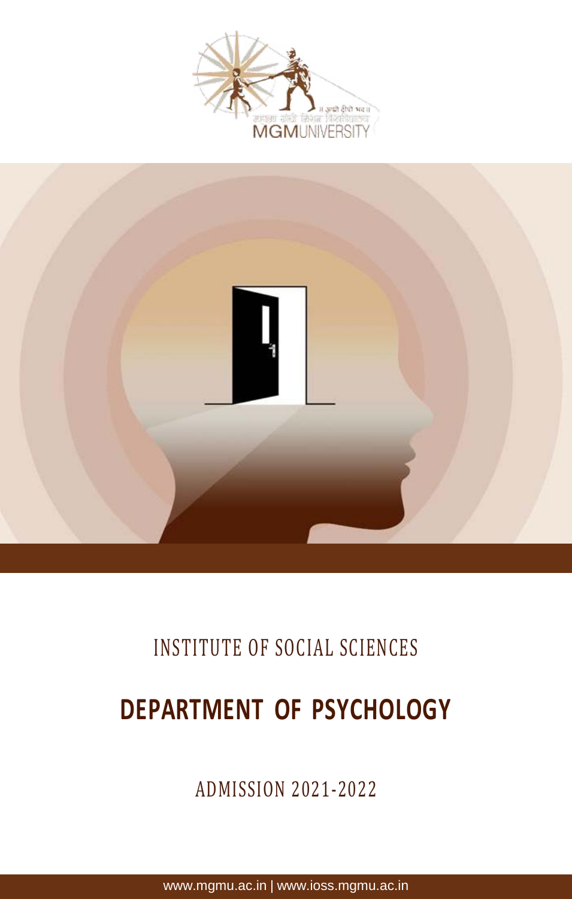MGMUNIVERSITY

INSTITUTE OF SOCIAL SCIENCES

# DEPARTMENT OF PSYCHOLOGY

ADMISSION 2021-2022

www.mgmu.ac.in | www.ioss.mgmu.ac.in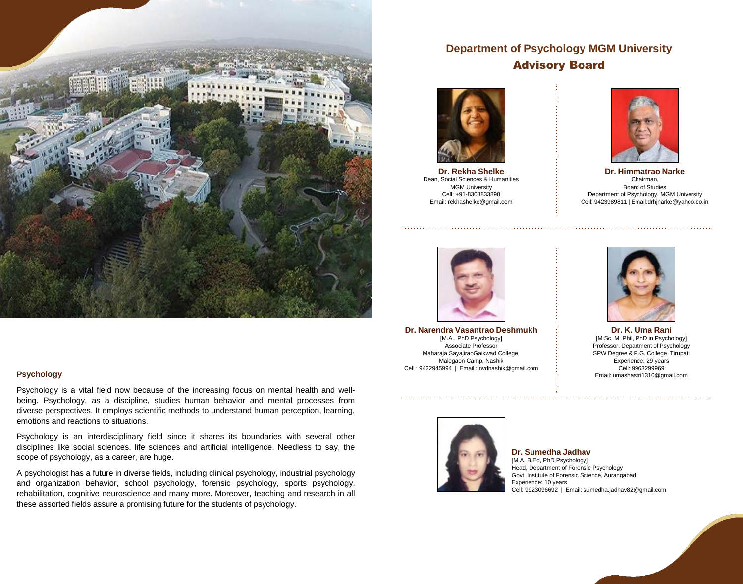## Psychology

Psychology is a vital field now because of the increasing focus on mental health and well-being. Psychology, as a discipline, studies human behavior and mental processes from diverse perspectives. It employs scientific methods to understand human perception, learning, emotions and reactions to situations.

Psychology is an interdisciplinary field since it shares its boundaries with several other disciplines like social sciences, life sciences and artificial intelligence. Needless to say, the scope of psychology, as a career, are huge.

A psychologist has a future in diverse fields, including clinical psychology, industrial psychology and organization behavior, school psychology, forensic psychology, sports psychology, rehabilitation, cognitive neuroscience and many more. Moreover, teaching and research in all these assorted fields assure a promising future for the students of psychology.

# Department of Psychology MGM University

## Advisory Board

**Dr. Rekha Shelke**
Dean, Social Sciences & Humanities
MGM University
Cell: +91-8308833898
Email: rekhashelke@gmail.com

**Dr. Himmatrao Narke**
Chairman,
Board of Studies
Department of Psychology, MGM University
Cell: 9423989811 | Email:drhjnarke@yahoo.co.in

**Dr. Narendra Vasantrao Deshmukh**
[M.A., PhD Psychology]
Associate Professor
Maharaja SayajiraoGaikwad College,
Malegaon Camp, Nashik
Cell : 9422945994 | Email : nvdnashik@gmail.com

**Dr. K. Uma Rani**
[M.Sc, M. Phil, PhD in Psychology]
Professor, Department of Psychology
SPW Degree & P.G. College, Tirupati
Experience: 29 years
Cell: 9963299969
Email: umashastri1310@gmail.com

**Dr. Sumedha Jadhav**
[M.A. B.Ed, PhD Psychology]
Head, Department of Forensic Psychology
Govt. Institute of Forensic Science, Aurangabad
Experience: 10 years
Cell: 9923096692 | Email: sumedha.jadhav82@gmail.com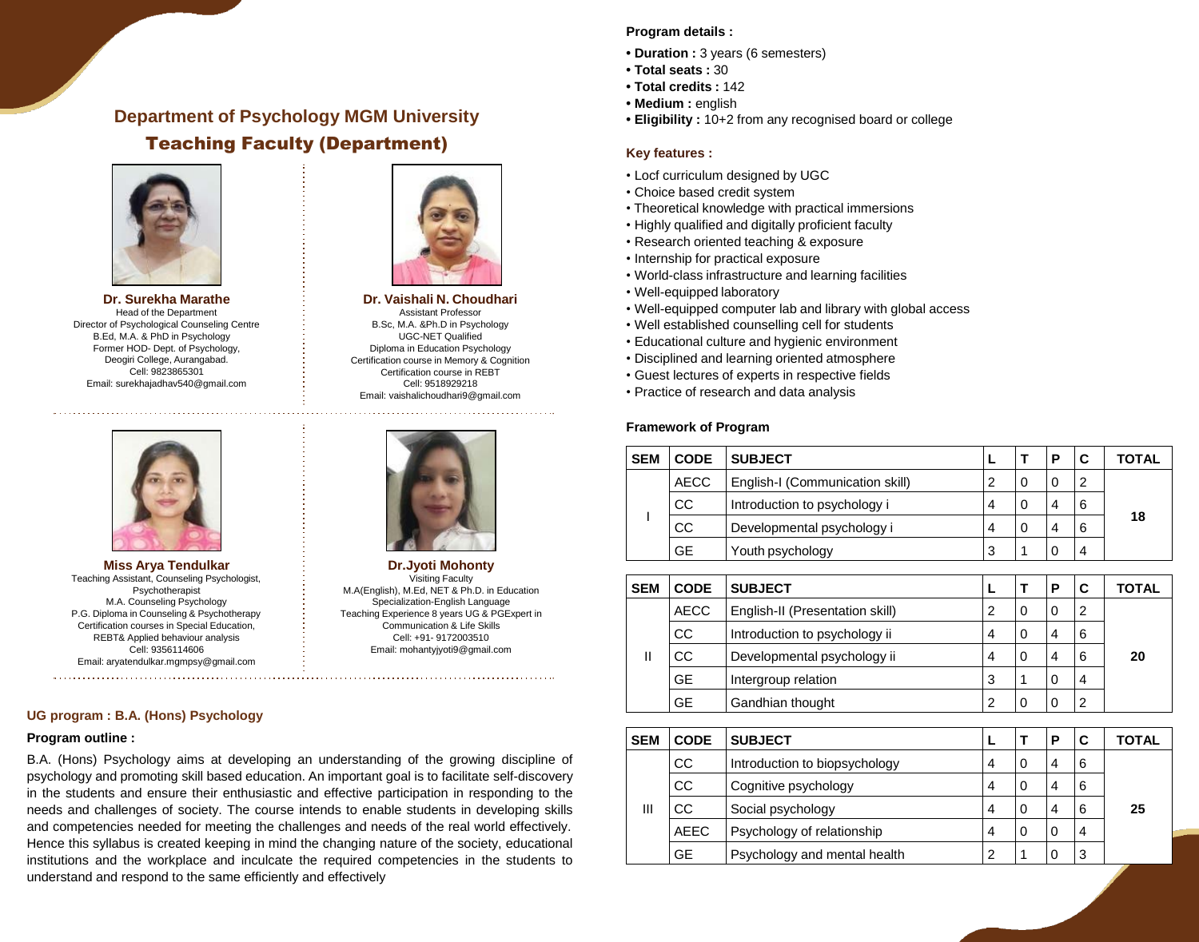## Department of Psychology MGM University

## Teaching Faculty (Department)

**Dr. Surekha Marathe**
Head of the Department
Director of Psychological Counseling Centre
B.Ed, M.A. & PhD in Psychology
Former HOD- Dept. of Psychology,
Deogiri College, Aurangabad.
Cell: 9823865301
Email: surekhajadhav540@gmail.com

**Dr. Vaishali N. Choudhari**
Assistant Professor
B.Sc, M.A. &Ph.D in Psychology
UGC-NET Qualified
Diploma in Education Psychology
Certification course in Memory & Cognition
Certification course in REBT
Cell: 9518929218
Email: vaishalichoudhari9@gmail.com

**Miss Arya Tendulkar**
Teaching Assistant, Counseling Psychologist,
Psychotherapist
M.A. Counseling Psychology
P.G. Diploma in Counseling & Psychotherapy
Certification courses in Special Education,
REBT& Applied behaviour analysis
Cell: 9356114606
Email: aryatendulkar.mgmpsy@gmail.com

**Dr.Jyoti Mohonty**
Visiting Faculty
M.A(English), M.Ed, NET & Ph.D. in Education
Specialization-English Language
Teaching Experience 8 years UG & PGExpert in
Communication & Life Skills
Cell: +91- 9172003510
Email: mohantyjyoti9@gmail.com

### UG program : B.A. (Hons) Psychology

**Program outline :**

B.A. (Hons) Psychology aims at developing an understanding of the growing discipline of psychology and promoting skill based education. An important goal is to facilitate self-discovery in the students and ensure their enthusiastic and effective participation in responding to the needs and challenges of society. The course intends to enable students in developing skills and competencies needed for meeting the challenges and needs of the real world effectively. Hence this syllabus is created keeping in mind the changing nature of the society, educational institutions and the workplace and inculcate the required competencies in the students to understand and respond to the same efficiently and effectively

**Program details :**

- **Duration :** 3 years (6 semesters)
- **Total seats :** 30
- **Total credits :** 142
- **Medium :** english
- **Eligibility :** 10+2 from any recognised board or college

**Key features :**

- Locf curriculum designed by UGC
- Choice based credit system
- Theoretical knowledge with practical immersions
- Highly qualified and digitally proficient faculty
- Research oriented teaching & exposure
- Internship for practical exposure
- World-class infrastructure and learning facilities
- Well-equipped laboratory
- Well-equipped computer lab and library with global access
- Well established counselling cell for students
- Educational culture and hygienic environment
- Disciplined and learning oriented atmosphere
- Guest lectures of experts in respective fields
- Practice of research and data analysis

**Framework of Program**

| SEM | CODE | SUBJECT | L | T | P | C | TOTAL |
|---|---|---|---|---|---|---|---|
| I | AECC | English-I (Communication skill) | 2 | 0 | 0 | 2 | 18 |
| | CC | Introduction to psychology i | 4 | 0 | 4 | 6 | |
| | CC | Developmental psychology i | 4 | 0 | 4 | 6 | |
| | GE | Youth psychology | 3 | 1 | 0 | 4 | |

| SEM | CODE | SUBJECT | L | T | P | C | TOTAL |
|---|---|---|---|---|---|---|---|
| II | AECC | English-II (Presentation skill) | 2 | 0 | 0 | 2 | 20 |
| | CC | Introduction to psychology ii | 4 | 0 | 4 | 6 | |
| | CC | Developmental psychology ii | 4 | 0 | 4 | 6 | |
| | GE | Intergroup relation | 3 | 1 | 0 | 4 | |
| | GE | Gandhian thought | 2 | 0 | 0 | 2 | |

| SEM | CODE | SUBJECT | L | T | P | C | TOTAL |
|---|---|---|---|---|---|---|---|
| III | CC | Introduction to biopsychology | 4 | 0 | 4 | 6 | 25 |
| | CC | Cognitive psychology | 4 | 0 | 4 | 6 | |
| | CC | Social psychology | 4 | 0 | 4 | 6 | |
| | AEEC | Psychology of relationship | 4 | 0 | 0 | 4 | |
| | GE | Psychology and mental health | 2 | 1 | 0 | 3 | |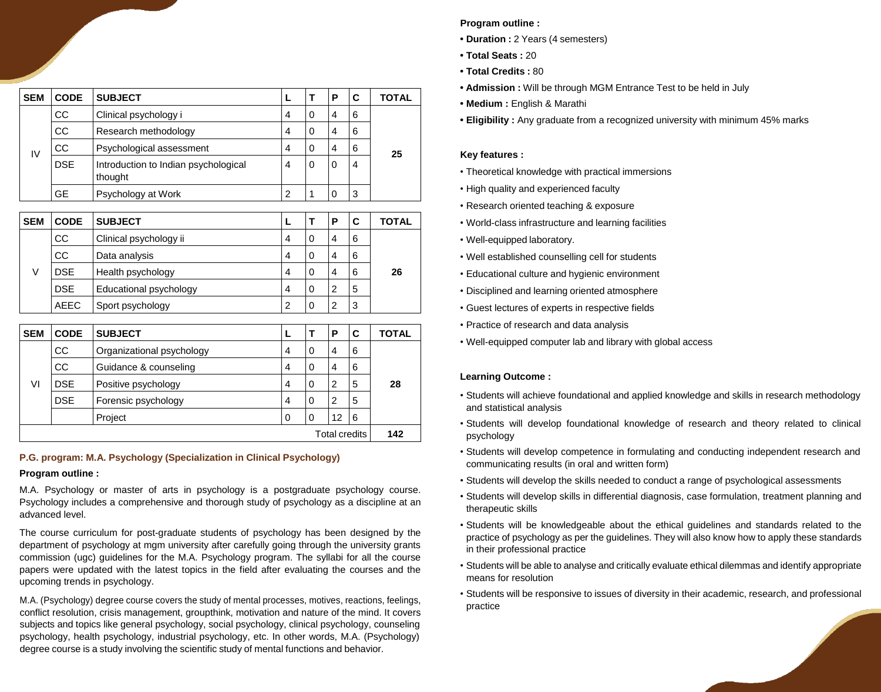| SEM | CODE | SUBJECT | L | T | P | C | TOTAL |
|---|---|---|---|---|---|---|---|
| IV | CC | Clinical psychology i | 4 | 0 | 4 | 6 | 25 |
| | CC | Research methodology | 4 | 0 | 4 | 6 | |
| | CC | Psychological assessment | 4 | 0 | 4 | 6 | |
| | DSE | Introduction to Indian psychological thought | 4 | 0 | 0 | 4 | |
| | GE | Psychology at Work | 2 | 1 | 0 | 3 | |

| SEM | CODE | SUBJECT | L | T | P | C | TOTAL |
|---|---|---|---|---|---|---|---|
| V | CC | Clinical psychology ii | 4 | 0 | 4 | 6 | 26 |
| | CC | Data analysis | 4 | 0 | 4 | 6 | |
| | DSE | Health psychology | 4 | 0 | 4 | 6 | |
| | DSE | Educational psychology | 4 | 0 | 2 | 5 | |
| | AEEC | Sport psychology | 2 | 0 | 2 | 3 | |

| SEM | CODE | SUBJECT | L | T | P | C | TOTAL |
|---|---|---|---|---|---|---|---|
| VI | CC | Organizational psychology | 4 | 0 | 4 | 6 | 28 |
| | CC | Guidance & counseling | 4 | 0 | 4 | 6 | |
| | DSE | Positive psychology | 4 | 0 | 2 | 5 | |
| | DSE | Forensic psychology | 4 | 0 | 2 | 5 | |
| | | Project | 0 | 0 | 12 | 6 | |
| | | | | | | Total credits | 142 |

## P.G. program: M.A. Psychology (Specialization in Clinical Psychology)

**Program outline :**

M.A. Psychology or master of arts in psychology is a postgraduate psychology course. Psychology includes a comprehensive and thorough study of psychology as a discipline at an advanced level.

The course curriculum for post-graduate students of psychology has been designed by the department of psychology at mgm university after carefully going through the university grants commission (ugc) guidelines for the M.A. Psychology program. The syllabi for all the course papers were updated with the latest topics in the field after evaluating the courses and the upcoming trends in psychology.

M.A. (Psychology) degree course covers the study of mental processes, motives, reactions, feelings, conflict resolution, crisis management, groupthink, motivation and nature of the mind. It covers subjects and topics like general psychology, social psychology, clinical psychology, counseling psychology, health psychology, industrial psychology, etc. In other words, M.A. (Psychology) degree course is a study involving the scientific study of mental functions and behavior.

**Program outline :**

- **Duration :** 2 Years (4 semesters)
- **Total Seats :** 20
- **Total Credits :** 80
- **Admission :** Will be through MGM Entrance Test to be held in July
- **Medium :** English & Marathi
- **Eligibility :** Any graduate from a recognized university with minimum 45% marks

**Key features :**

- Theoretical knowledge with practical immersions
- High quality and experienced faculty
- Research oriented teaching & exposure
- World-class infrastructure and learning facilities
- Well-equipped laboratory.
- Well established counselling cell for students
- Educational culture and hygienic environment
- Disciplined and learning oriented atmosphere
- Guest lectures of experts in respective fields
- Practice of research and data analysis
- Well-equipped computer lab and library with global access

**Learning Outcome :**

- Students will achieve foundational and applied knowledge and skills in research methodology and statistical analysis
- Students will develop foundational knowledge of research and theory related to clinical psychology
- Students will develop competence in formulating and conducting independent research and communicating results (in oral and written form)
- Students will develop the skills needed to conduct a range of psychological assessments
- Students will develop skills in differential diagnosis, case formulation, treatment planning and therapeutic skills
- Students will be knowledgeable about the ethical guidelines and standards related to the practice of psychology as per the guidelines. They will also know how to apply these standards in their professional practice
- Students will be able to analyse and critically evaluate ethical dilemmas and identify appropriate means for resolution
- Students will be responsive to issues of diversity in their academic, research, and professional practice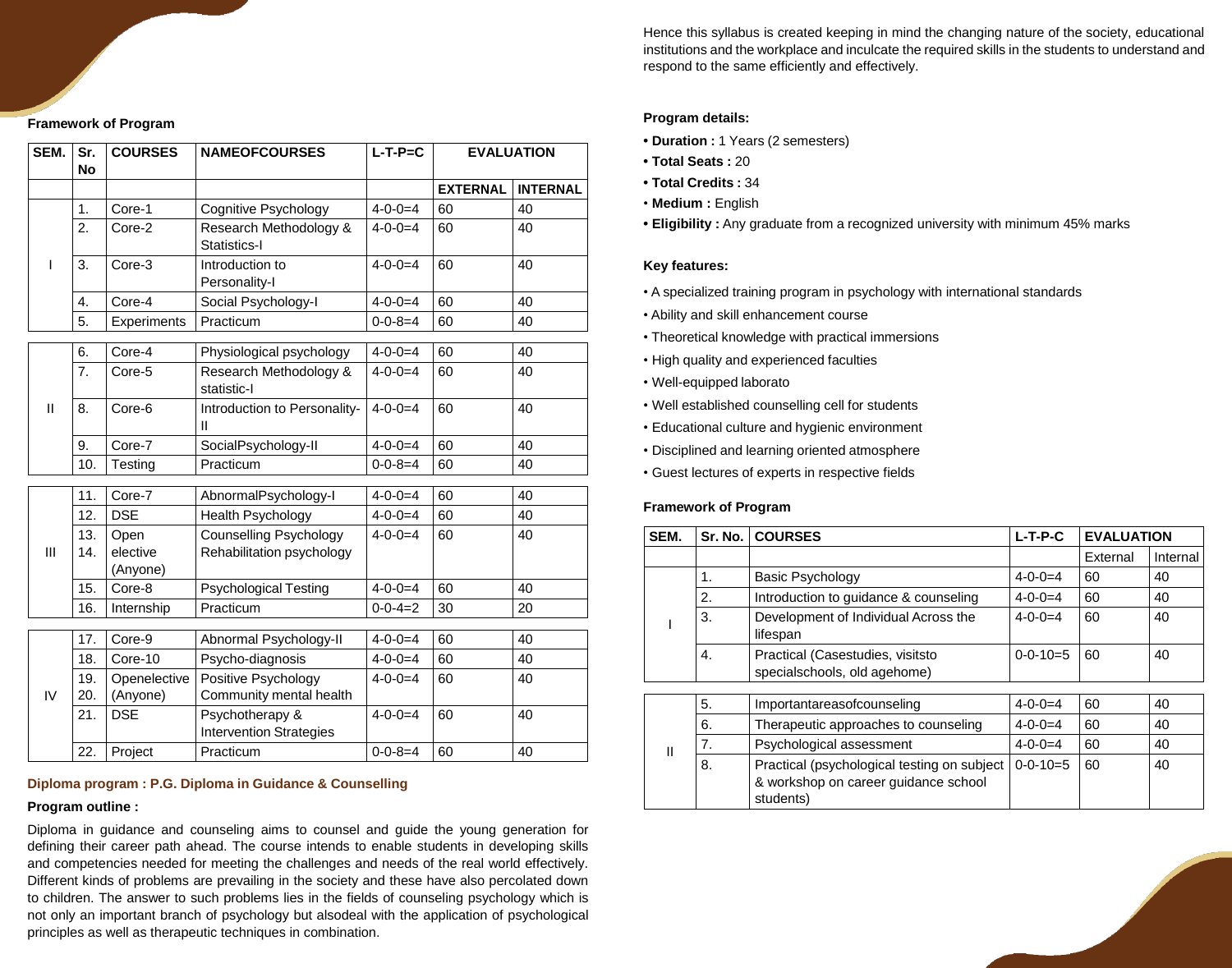**Framework of Program**

| SEM. | Sr. No | COURSES | NAMEOFCOURSES | L-T-P=C | EVALUATION | |
|---|---|---|---|---|---|---|
| | | | | | EXTERNAL | INTERNAL |
| I | 1. | Core-1 | Cognitive Psychology | 4-0-0=4 | 60 | 40 |
| | 2. | Core-2 | Research Methodology & Statistics-I | 4-0-0=4 | 60 | 40 |
| | 3. | Core-3 | Introduction to Personality-I | 4-0-0=4 | 60 | 40 |
| | 4. | Core-4 | Social Psychology-I | 4-0-0=4 | 60 | 40 |
| | 5. | Experiments | Practicum | 0-0-8=4 | 60 | 40 |
| II | 6. | Core-4 | Physiological psychology | 4-0-0=4 | 60 | 40 |
| | 7. | Core-5 | Research Methodology & statistic-I | 4-0-0=4 | 60 | 40 |
| | 8. | Core-6 | Introduction to Personality-II | 4-0-0=4 | 60 | 40 |
| | 9. | Core-7 | SocialPsychology-II | 4-0-0=4 | 60 | 40 |
| | 10. | Testing | Practicum | 0-0-8=4 | 60 | 40 |
| III | 11. | Core-7 | AbnormalPsychology-I | 4-0-0=4 | 60 | 40 |
| | 12. | DSE | Health Psychology | 4-0-0=4 | 60 | 40 |
| | 13. 14. | Open elective (Anyone) | Counselling Psychology Rehabilitation psychology | 4-0-0=4 | 60 | 40 |
| | 15. | Core-8 | Psychological Testing | 4-0-0=4 | 60 | 40 |
| | 16. | Internship | Practicum | 0-0-4=2 | 30 | 20 |
| IV | 17. | Core-9 | Abnormal Psychology-II | 4-0-0=4 | 60 | 40 |
| | 18. | Core-10 | Psycho-diagnosis | 4-0-0=4 | 60 | 40 |
| | 19. 20. | Openelective (Anyone) | Positive Psychology Community mental health | 4-0-0=4 | 60 | 40 |
| | 21. | DSE | Psychotherapy & Intervention Strategies | 4-0-0=4 | 60 | 40 |
| | 22. | Project | Practicum | 0-0-8=4 | 60 | 40 |

## Diploma program : P.G. Diploma in Guidance & Counselling

**Program outline :**

Diploma in guidance and counseling aims to counsel and guide the young generation for defining their career path ahead. The course intends to enable students in developing skills and competencies needed for meeting the challenges and needs of the real world effectively. Different kinds of problems are prevailing in the society and these have also percolated down to children. The answer to such problems lies in the fields of counseling psychology which is not only an important branch of psychology but alsodeal with the application of psychological principles as well as therapeutic techniques in combination.

Hence this syllabus is created keeping in mind the changing nature of the society, educational institutions and the workplace and inculcate the required skills in the students to understand and respond to the same efficiently and effectively.

**Program details:**

- **Duration :** 1 Years (2 semesters)
- **Total Seats :** 20
- **Total Credits :** 34
- **Medium :** English
- **Eligibility :** Any graduate from a recognized university with minimum 45% marks

**Key features:**

- A specialized training program in psychology with international standards
- Ability and skill enhancement course
- Theoretical knowledge with practical immersions
- High quality and experienced faculties
- Well-equipped laborato
- Well established counselling cell for students
- Educational culture and hygienic environment
- Disciplined and learning oriented atmosphere
- Guest lectures of experts in respective fields

**Framework of Program**

| SEM. | Sr. No. | COURSES | L-T-P-C | EVALUATION | |
|---|---|---|---|---|---|
| | | | | External | Internal |
| I | 1. | Basic Psychology | 4-0-0=4 | 60 | 40 |
| | 2. | Introduction to guidance & counseling | 4-0-0=4 | 60 | 40 |
| | 3. | Development of Individual Across the lifespan | 4-0-0=4 | 60 | 40 |
| | 4. | Practical (Casestudies, visitsto specialschools, old agehome) | 0-0-10=5 | 60 | 40 |
| II | 5. | Importantareasofcounseling | 4-0-0=4 | 60 | 40 |
| | 6. | Therapeutic approaches to counseling | 4-0-0=4 | 60 | 40 |
| | 7. | Psychological assessment | 4-0-0=4 | 60 | 40 |
| | 8. | Practical (psychological testing on subject & workshop on career guidance school students) | 0-0-10=5 | 60 | 40 |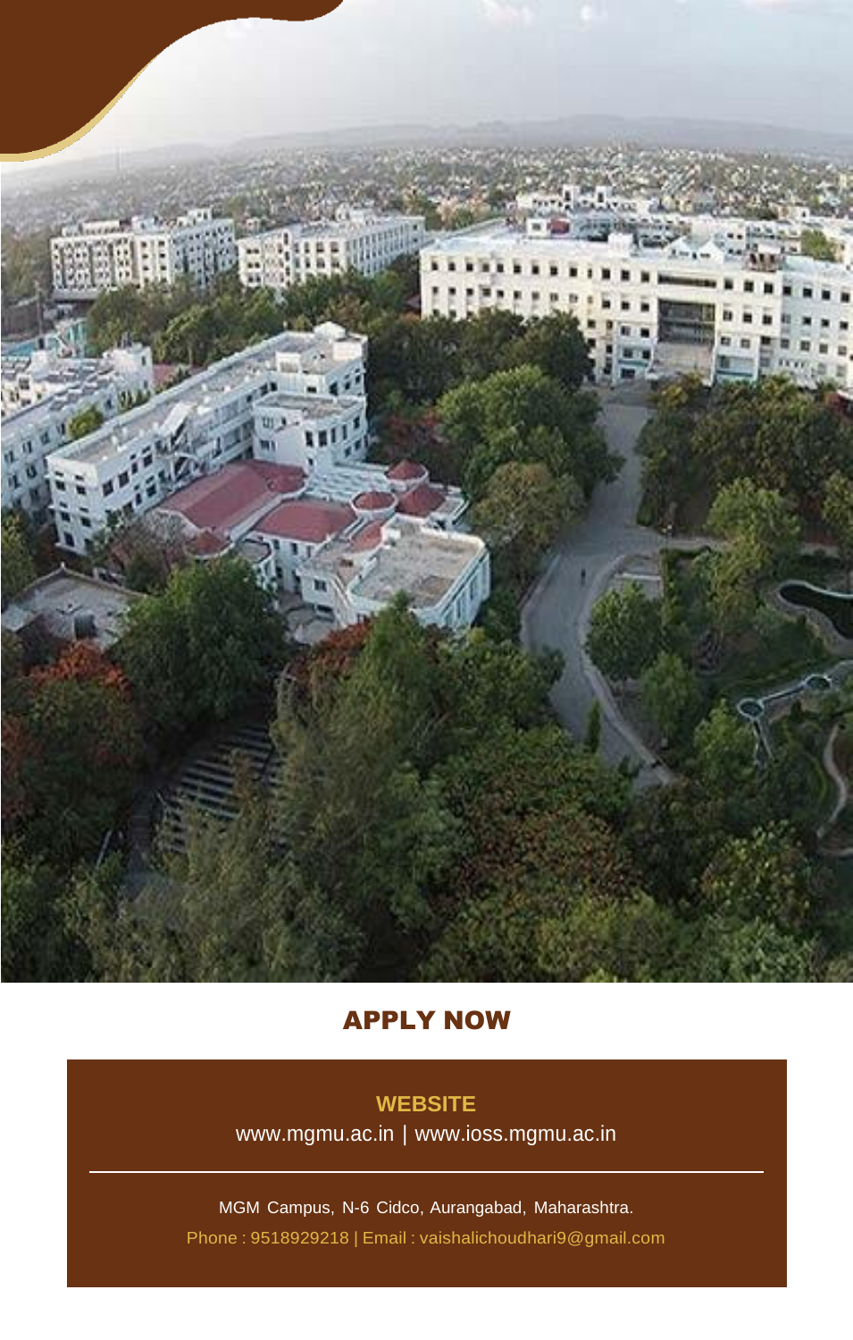## APPLY NOW

**WEBSITE**

www.mgmu.ac.in | www.ioss.mgmu.ac.in

MGM Campus, N-6 Cidco, Aurangabad, Maharashtra.

Phone : 9518929218 | Email : vaishalichoudhari9@gmail.com